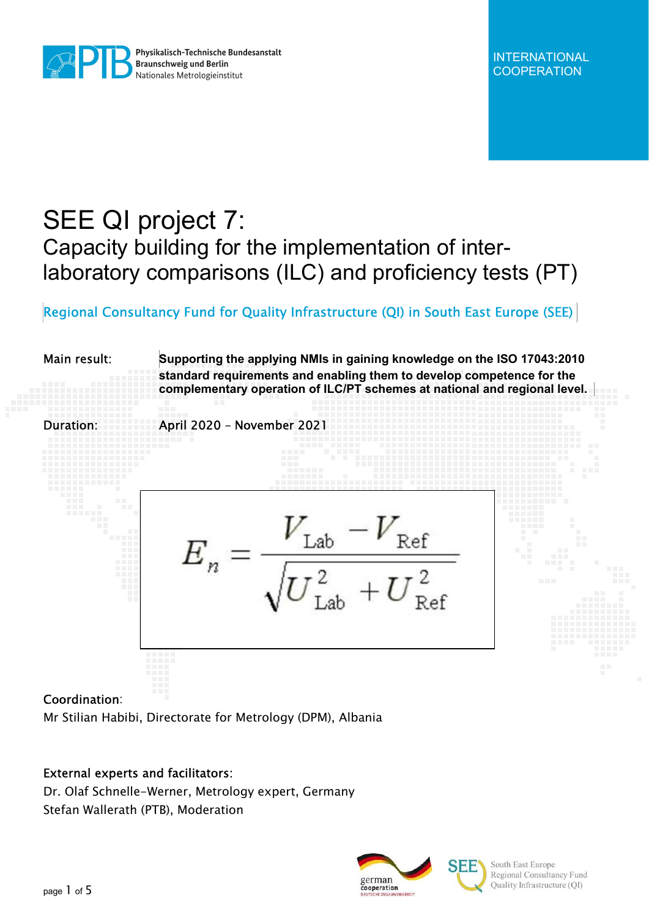Physikalisch-Technische Bundesanstalt
Braunschweig und Berlin
Nationales Metrologieinstitut

INTERNATIONAL COOPERATION

# SEE QI project 7:

## Capacity building for the implementation of inter-laboratory comparisons (ILC) and proficiency tests (PT)

Regional Consultancy Fund for Quality Infrastructure (QI) in South East Europe (SEE)

Main result: **Supporting the applying NMIs in gaining knowledge on the ISO 17043:2010 standard requirements and enabling them to develop competence for the complementary operation of ILC/PT schemes at national and regional level.**

Duration: April 2020 – November 2021

$$E_n = \frac{V_{\text{Lab}} - V_{\text{Ref}}}{\sqrt{U_{\text{Lab}}^2 + U_{\text{Ref}}^2}}$$

Coordination:
Mr Stilian Habibi, Directorate for Metrology (DPM), Albania

External experts and facilitators:
Dr. Olaf Schnelle-Werner, Metrology expert, Germany
Stefan Wallerath (PTB), Moderation

german cooperation
DEUTSCHE ZUSAMMENARBEIT

SEE South East Europe Regional Consultancy Fund Quality Infrastructure (QI)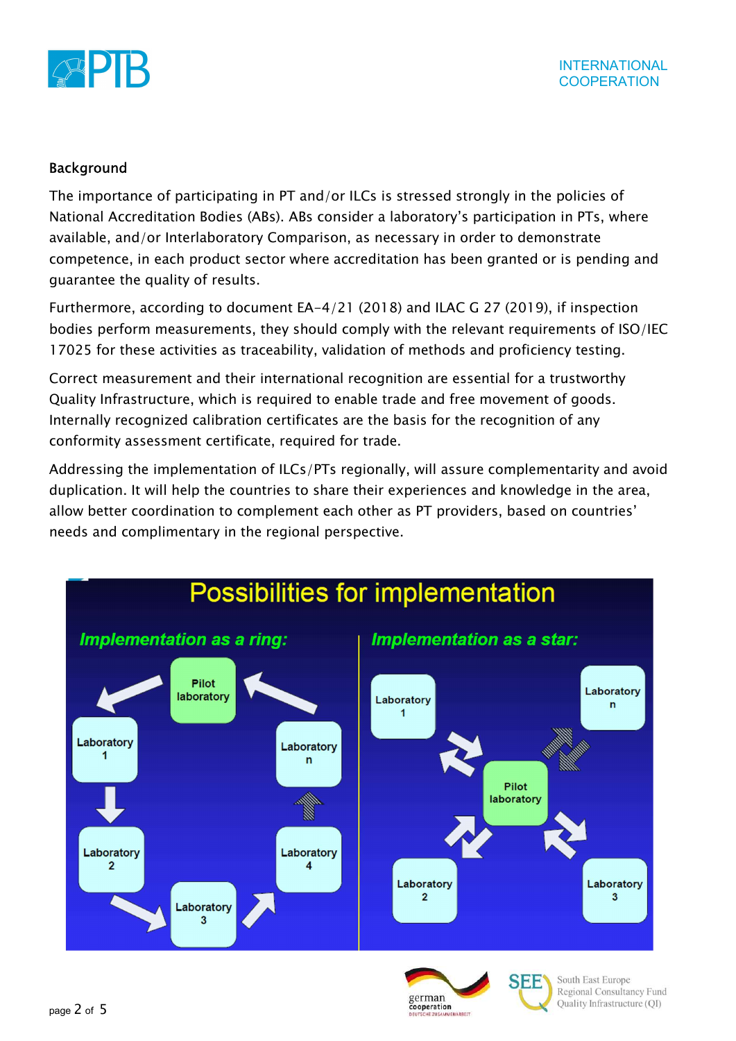## Background

The importance of participating in PT and/or ILCs is stressed strongly in the policies of National Accreditation Bodies (ABs). ABs consider a laboratory's participation in PTs, where available, and/or Interlaboratory Comparison, as necessary in order to demonstrate competence, in each product sector where accreditation has been granted or is pending and guarantee the quality of results.

Furthermore, according to document EA-4/21 (2018) and ILAC G 27 (2019), if inspection bodies perform measurements, they should comply with the relevant requirements of ISO/IEC 17025 for these activities as traceability, validation of methods and proficiency testing.

Correct measurement and their international recognition are essential for a trustworthy Quality Infrastructure, which is required to enable trade and free movement of goods. Internally recognized calibration certificates are the basis for the recognition of any conformity assessment certificate, required for trade.

Addressing the implementation of ILCs/PTs regionally, will assure complementarity and avoid duplication. It will help the countries to share their experiences and knowledge in the area, allow better coordination to complement each other as PT providers, based on countries' needs and complimentary in the regional perspective.

**Possibilities for implementation**

*Implementation as a ring:* Pilot laboratory → Laboratory 1 → Laboratory 2 → Laboratory 3 → Laboratory 4 → Laboratory n → Pilot laboratory

*Implementation as a star:* Pilot laboratory ⇄ Laboratory 1, Laboratory 2, Laboratory 3, Laboratory n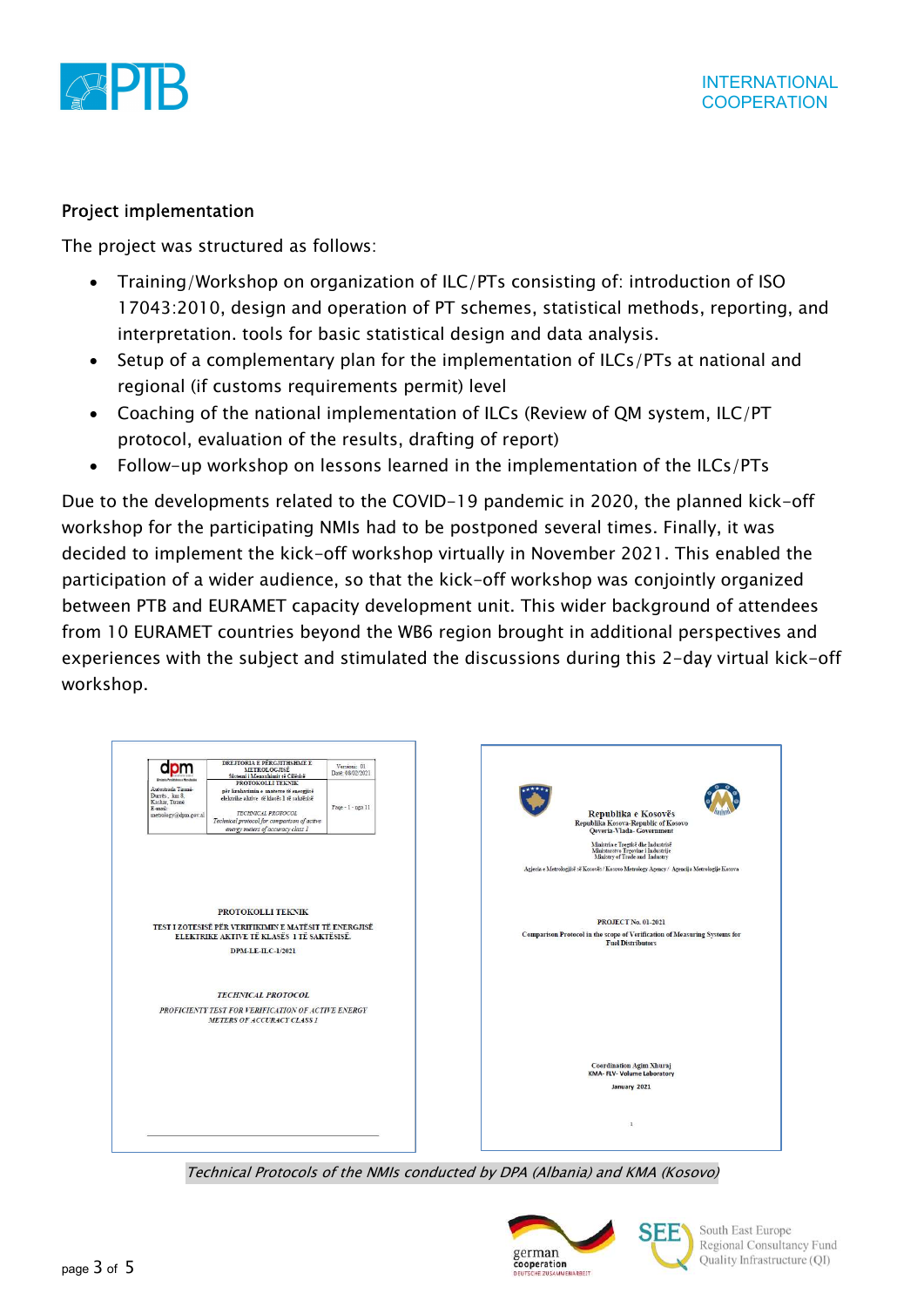## Project implementation

The project was structured as follows:

- Training/Workshop on organization of ILC/PTs consisting of: introduction of ISO 17043:2010, design and operation of PT schemes, statistical methods, reporting, and interpretation. tools for basic statistical design and data analysis.
- Setup of a complementary plan for the implementation of ILCs/PTs at national and regional (if customs requirements permit) level
- Coaching of the national implementation of ILCs (Review of QM system, ILC/PT protocol, evaluation of the results, drafting of report)
- Follow-up workshop on lessons learned in the implementation of the ILCs/PTs

Due to the developments related to the COVID-19 pandemic in 2020, the planned kick-off workshop for the participating NMIs had to be postponed several times. Finally, it was decided to implement the kick-off workshop virtually in November 2021. This enabled the participation of a wider audience, so that the kick-off workshop was conjointly organized between PTB and EURAMET capacity development unit. This wider background of attendees from 10 EURAMET countries beyond the WB6 region brought in additional perspectives and experiences with the subject and stimulated the discussions during this 2-day virtual kick-off workshop.

*Technical Protocols of the NMIs conducted by DPA (Albania) and KMA (Kosovo)*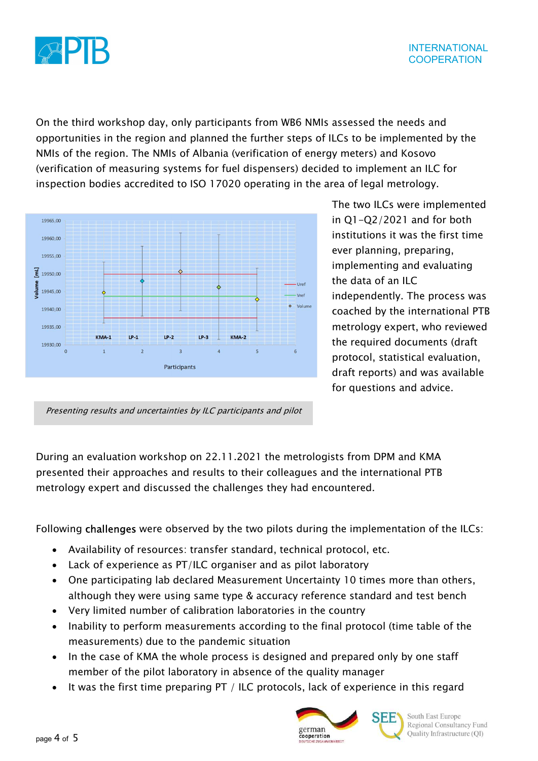On the third workshop day, only participants from WB6 NMIs assessed the needs and opportunities in the region and planned the further steps of ILCs to be implemented by the NMIs of the region. The NMIs of Albania (verification of energy meters) and Kosovo (verification of measuring systems for fuel dispensers) decided to implement an ILC for inspection bodies accredited to ISO 17020 operating in the area of legal metrology.

The two ILCs were implemented in Q1-Q2/2021 and for both institutions it was the first time ever planning, preparing, implementing and evaluating the data of an ILC independently. The process was coached by the international PTB metrology expert, who reviewed the required documents (draft protocol, statistical evaluation, draft reports) and was available for questions and advice.

*Presenting results and uncertainties by ILC participants and pilot*

During an evaluation workshop on 22.11.2021 the metrologists from DPM and KMA presented their approaches and results to their colleagues and the international PTB metrology expert and discussed the challenges they had encountered.

Following **challenges** were observed by the two pilots during the implementation of the ILCs:

- Availability of resources: transfer standard, technical protocol, etc.
- Lack of experience as PT/ILC organiser and as pilot laboratory
- One participating lab declared Measurement Uncertainty 10 times more than others, although they were using same type & accuracy reference standard and test bench
- Very limited number of calibration laboratories in the country
- Inability to perform measurements according to the final protocol (time table of the measurements) due to the pandemic situation
- In the case of KMA the whole process is designed and prepared only by one staff member of the pilot laboratory in absence of the quality manager
- It was the first time preparing PT / ILC protocols, lack of experience in this regard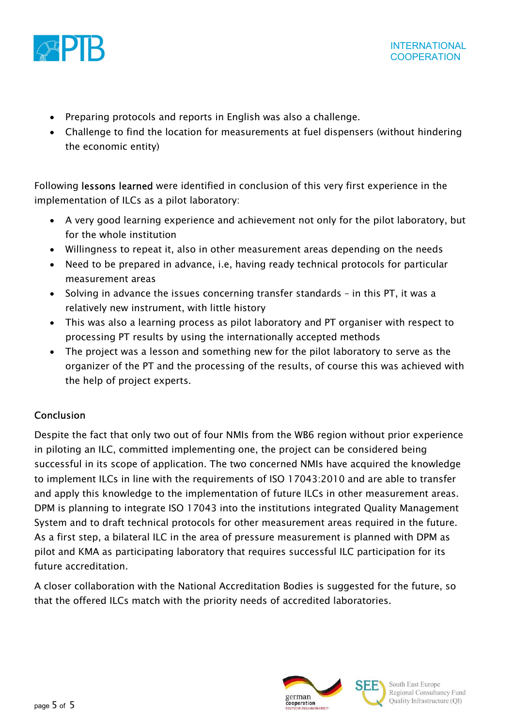- Preparing protocols and reports in English was also a challenge.
- Challenge to find the location for measurements at fuel dispensers (without hindering the economic entity)

Following lessons learned were identified in conclusion of this very first experience in the implementation of ILCs as a pilot laboratory:

- A very good learning experience and achievement not only for the pilot laboratory, but for the whole institution
- Willingness to repeat it, also in other measurement areas depending on the needs
- Need to be prepared in advance, i.e, having ready technical protocols for particular measurement areas
- Solving in advance the issues concerning transfer standards – in this PT, it was a relatively new instrument, with little history
- This was also a learning process as pilot laboratory and PT organiser with respect to processing PT results by using the internationally accepted methods
- The project was a lesson and something new for the pilot laboratory to serve as the organizer of the PT and the processing of the results, of course this was achieved with the help of project experts.

## Conclusion

Despite the fact that only two out of four NMIs from the WB6 region without prior experience in piloting an ILC, committed implementing one, the project can be considered being successful in its scope of application. The two concerned NMIs have acquired the knowledge to implement ILCs in line with the requirements of ISO 17043:2010 and are able to transfer and apply this knowledge to the implementation of future ILCs in other measurement areas. DPM is planning to integrate ISO 17043 into the institutions integrated Quality Management System and to draft technical protocols for other measurement areas required in the future. As a first step, a bilateral ILC in the area of pressure measurement is planned with DPM as pilot and KMA as participating laboratory that requires successful ILC participation for its future accreditation.

A closer collaboration with the National Accreditation Bodies is suggested for the future, so that the offered ILCs match with the priority needs of accredited laboratories.